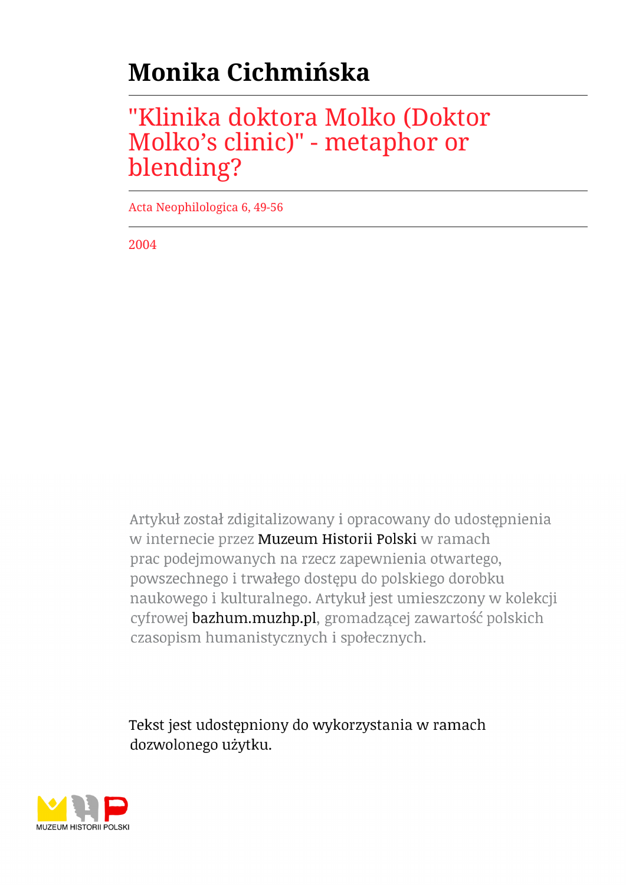# Monika Cichmińska

## "Klinika doktora Molko (Doktor Molko's clinic)" - metaphor or blending?

Acta Neophilologica 6, 49-56

2004

Artykuł został zdigitalizowany i opracowany do udostępnienia w internecie przez Muzeum Historii Polski w ramach prac podejmowanych na rzecz zapewnienia otwartego, powszechnego i trwałego dostępu do polskiego dorobku naukowego i kulturalnego. Artykuł jest umieszczony w kolekcji cyfrowej bazhum.muzhp.pl, gromadzącej zawartość polskich czasopism humanistycznych i społecznych.

Tekst jest udostępniony do wykorzystania w ramach dozwolonego użytku.

MUZEUM HISTORII POLSKI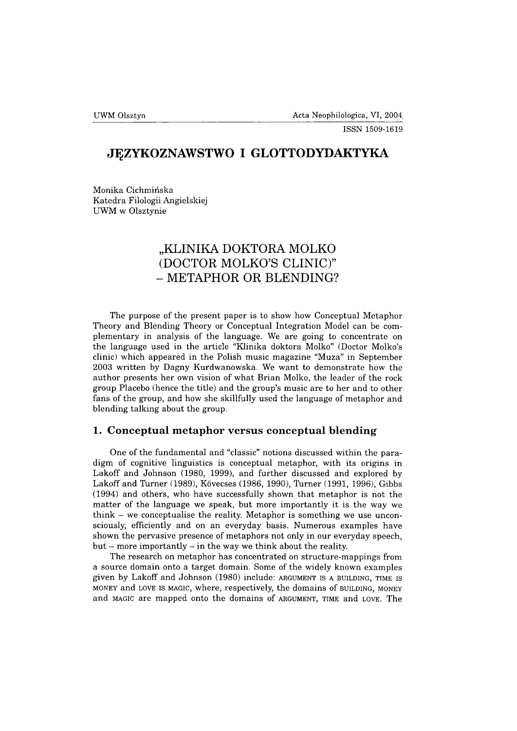# JĘZYKOZNAWSTWO I GLOTTODYDAKTYKA

Monika Cichmińska
Katedra Filologii Angielskiej
UWM w Olsztynie

## „KLINIKA DOKTORA MOLKO (DOCTOR MOLKO'S CLINIC)" – METAPHOR OR BLENDING?

The purpose of the present paper is to show how Conceptual Metaphor Theory and Blending Theory or Conceptual Integration Model can be complementary in analysis of the language. We are going to concentrate on the language used in the article "Klinika doktora Molko" (Doctor Molko's clinic) which appeared in the Polish music magazine "Muza" in September 2003 written by Dagny Kurdwanowska. We want to demonstrate how the author presents her own vision of what Brian Molko, the leader of the rock group Placebo (hence the title) and the group's music are to her and to other fans of the group, and how she skillfully used the language of metaphor and blending talking about the group.

### 1. Conceptual metaphor versus conceptual blending

One of the fundamental and "classic" notions discussed within the paradigm of cognitive linguistics is conceptual metaphor, with its origins in Lakoff and Johnson (1980, 1999), and further discussed and explored by Lakoff and Turner (1989), Kövecses (1986, 1990), Turner (1991, 1996), Gibbs (1994) and others, who have successfully shown that metaphor is not the matter of the language we speak, but more importantly it is the way we think – we conceptualise the reality. Metaphor is something we use unconsciously, efficiently and on an everyday basis. Numerous examples have shown the pervasive presence of metaphors not only in our everyday speech, but – more importantly – in the way we think about the reality.

The research on metaphor has concentrated on structure-mappings from a source domain onto a target domain. Some of the widely known examples given by Lakoff and Johnson (1980) include: ARGUMENT IS A BUILDING, TIME IS MONEY and LOVE IS MAGIC, where, respectively, the domains of BUILDING, MONEY and MAGIC are mapped onto the domains of ARGUMENT, TIME and LOVE. The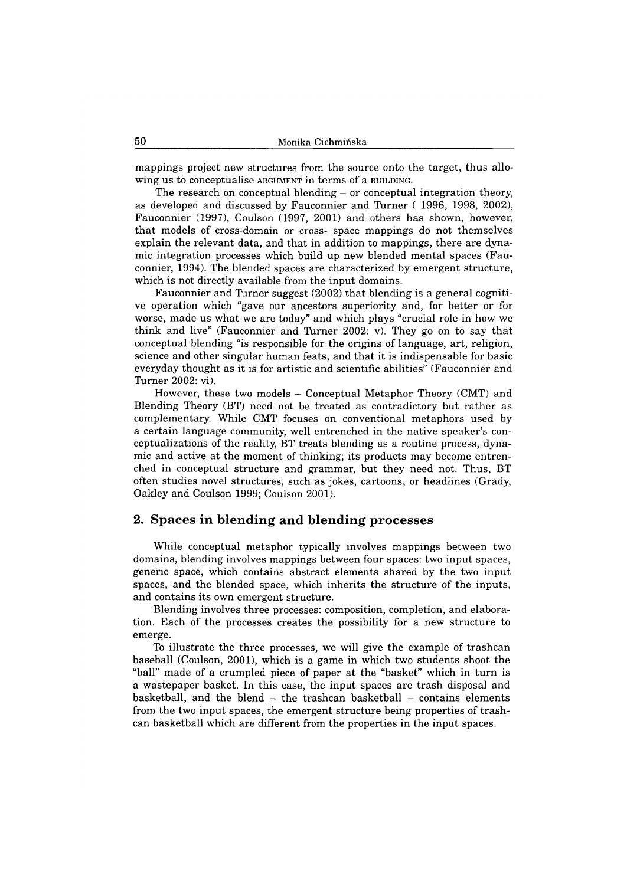mappings project new structures from the source onto the target, thus allowing us to conceptualise ARGUMENT in terms of a BUILDING.

The research on conceptual blending – or conceptual integration theory, as developed and discussed by Fauconnier and Turner ( 1996, 1998, 2002), Fauconnier (1997), Coulson (1997, 2001) and others has shown, however, that models of cross-domain or cross- space mappings do not themselves explain the relevant data, and that in addition to mappings, there are dynamic integration processes which build up new blended mental spaces (Fauconnier, 1994). The blended spaces are characterized by emergent structure, which is not directly available from the input domains.

Fauconnier and Turner suggest (2002) that blending is a general cognitive operation which "gave our ancestors superiority and, for better or for worse, made us what we are today" and which plays "crucial role in how we think and live" (Fauconnier and Turner 2002: v). They go on to say that conceptual blending "is responsible for the origins of language, art, religion, science and other singular human feats, and that it is indispensable for basic everyday thought as it is for artistic and scientific abilities" (Fauconnier and Turner 2002: vi).

However, these two models – Conceptual Metaphor Theory (CMT) and Blending Theory (BT) need not be treated as contradictory but rather as complementary. While CMT focuses on conventional metaphors used by a certain language community, well entrenched in the native speaker's conceptualizations of the reality, BT treats blending as a routine process, dynamic and active at the moment of thinking; its products may become entrenched in conceptual structure and grammar, but they need not. Thus, BT often studies novel structures, such as jokes, cartoons, or headlines (Grady, Oakley and Coulson 1999; Coulson 2001).

## 2. Spaces in blending and blending processes

While conceptual metaphor typically involves mappings between two domains, blending involves mappings between four spaces: two input spaces, generic space, which contains abstract elements shared by the two input spaces, and the blended space, which inherits the structure of the inputs, and contains its own emergent structure.

Blending involves three processes: composition, completion, and elaboration. Each of the processes creates the possibility for a new structure to emerge.

To illustrate the three processes, we will give the example of trashcan baseball (Coulson, 2001), which is a game in which two students shoot the "ball" made of a crumpled piece of paper at the "basket" which in turn is a wastepaper basket. In this case, the input spaces are trash disposal and basketball, and the blend – the trashcan basketball – contains elements from the two input spaces, the emergent structure being properties of trashcan basketball which are different from the properties in the input spaces.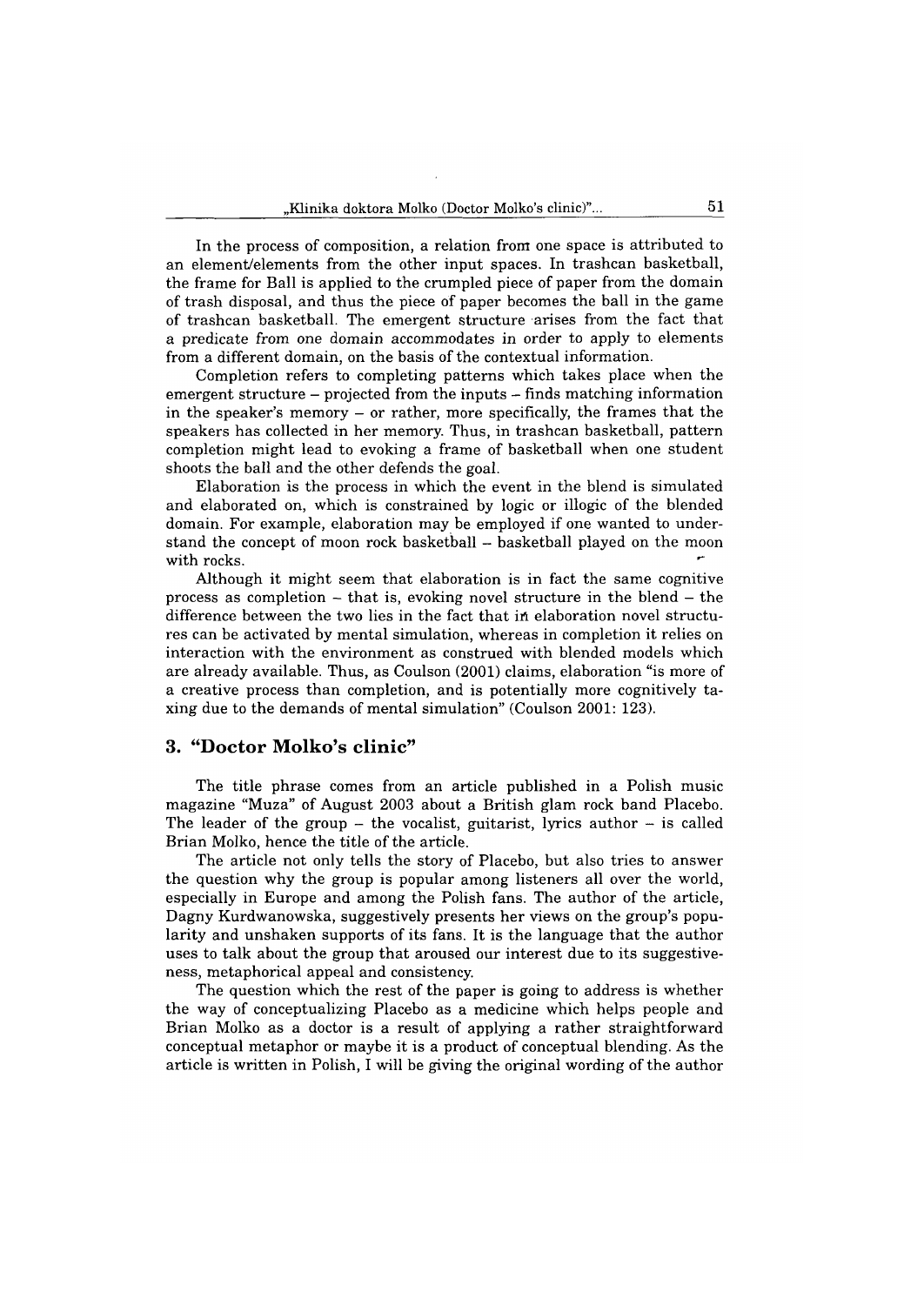In the process of composition, a relation from one space is attributed to an element/elements from the other input spaces. In trashcan basketball, the frame for Ball is applied to the crumpled piece of paper from the domain of trash disposal, and thus the piece of paper becomes the ball in the game of trashcan basketball. The emergent structure arises from the fact that a predicate from one domain accommodates in order to apply to elements from a different domain, on the basis of the contextual information.

Completion refers to completing patterns which takes place when the emergent structure – projected from the inputs – finds matching information in the speaker's memory – or rather, more specifically, the frames that the speakers has collected in her memory. Thus, in trashcan basketball, pattern completion might lead to evoking a frame of basketball when one student shoots the ball and the other defends the goal.

Elaboration is the process in which the event in the blend is simulated and elaborated on, which is constrained by logic or illogic of the blended domain. For example, elaboration may be employed if one wanted to understand the concept of moon rock basketball – basketball played on the moon with rocks.

Although it might seem that elaboration is in fact the same cognitive process as completion – that is, evoking novel structure in the blend – the difference between the two lies in the fact that in elaboration novel structures can be activated by mental simulation, whereas in completion it relies on interaction with the environment as construed with blended models which are already available. Thus, as Coulson (2001) claims, elaboration "is more of a creative process than completion, and is potentially more cognitively taxing due to the demands of mental simulation" (Coulson 2001: 123).

## 3. "Doctor Molko's clinic"

The title phrase comes from an article published in a Polish music magazine "Muza" of August 2003 about a British glam rock band Placebo. The leader of the group – the vocalist, guitarist, lyrics author – is called Brian Molko, hence the title of the article.

The article not only tells the story of Placebo, but also tries to answer the question why the group is popular among listeners all over the world, especially in Europe and among the Polish fans. The author of the article, Dagny Kurdwanowska, suggestively presents her views on the group's popularity and unshaken supports of its fans. It is the language that the author uses to talk about the group that aroused our interest due to its suggestiveness, metaphorical appeal and consistency.

The question which the rest of the paper is going to address is whether the way of conceptualizing Placebo as a medicine which helps people and Brian Molko as a doctor is a result of applying a rather straightforward conceptual metaphor or maybe it is a product of conceptual blending. As the article is written in Polish, I will be giving the original wording of the author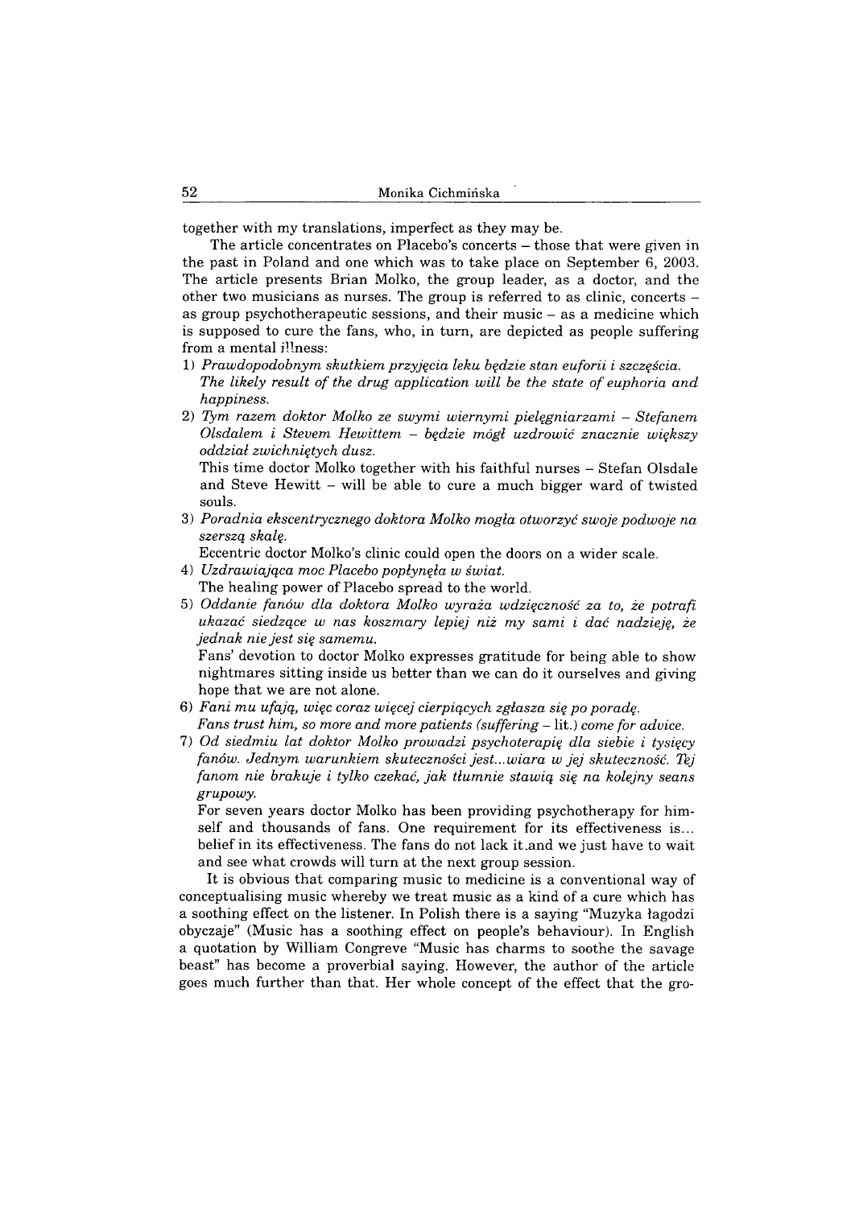together with my translations, imperfect as they may be.

The article concentrates on Placebo's concerts – those that were given in the past in Poland and one which was to take place on September 6, 2003. The article presents Brian Molko, the group leader, as a doctor, and the other two musicians as nurses. The group is referred to as clinic, concerts – as group psychotherapeutic sessions, and their music – as a medicine which is supposed to cure the fans, who, in turn, are depicted as people suffering from a mental illness:

1) *Prawdopodobnym skutkiem przyjęcia leku będzie stan euforii i szczęścia.*
   *The likely result of the drug application will be the state of euphoria and happiness.*
2) *Tym razem doktor Molko ze swymi wiernymi pielęgniarzami – Stefanem Olsdalem i Stevem Hewittem – będzie mógł uzdrowić znacznie większy oddział zwichniętych dusz.*
   This time doctor Molko together with his faithful nurses – Stefan Olsdale and Steve Hewitt – will be able to cure a much bigger ward of twisted souls.
3) *Poradnia ekscentrycznego doktora Molko mogła otworzyć swoje podwoje na szerszą skalę.*
   Eccentric doctor Molko's clinic could open the doors on a wider scale.
4) *Uzdrawiająca moc Placebo popłynęła w świat.*
   The healing power of Placebo spread to the world.
5) *Oddanie fanów dla doktora Molko wyraża wdzięczność za to, że potrafi ukazać siedzące w nas koszmary lepiej niż my sami i dać nadzieję, że jednak nie jest się samemu.*
   Fans' devotion to doctor Molko expresses gratitude for being able to show nightmares sitting inside us better than we can do it ourselves and giving hope that we are not alone.
6) *Fani mu ufają, więc coraz więcej cierpiących zgłasza się po poradę.*
   *Fans trust him, so more and more patients (suffering* – lit.) *come for advice.*
7) *Od siedmiu lat doktor Molko prowadzi psychoterapię dla siebie i tysięcy fanów. Jednym warunkiem skuteczności jest...wiara w jej skuteczność. Tej fanom nie brakuje i tylko czekać, jak tłumnie stawią się na kolejny seans grupowy.*
   For seven years doctor Molko has been providing psychotherapy for himself and thousands of fans. One requirement for its effectiveness is... belief in its effectiveness. The fans do not lack it and we just have to wait and see what crowds will turn at the next group session.

It is obvious that comparing music to medicine is a conventional way of conceptualising music whereby we treat music as a kind of a cure which has a soothing effect on the listener. In Polish there is a saying "Muzyka łagodzi obyczaje" (Music has a soothing effect on people's behaviour). In English a quotation by William Congreve "Music has charms to soothe the savage beast" has become a proverbial saying. However, the author of the article goes much further than that. Her whole concept of the effect that the gro-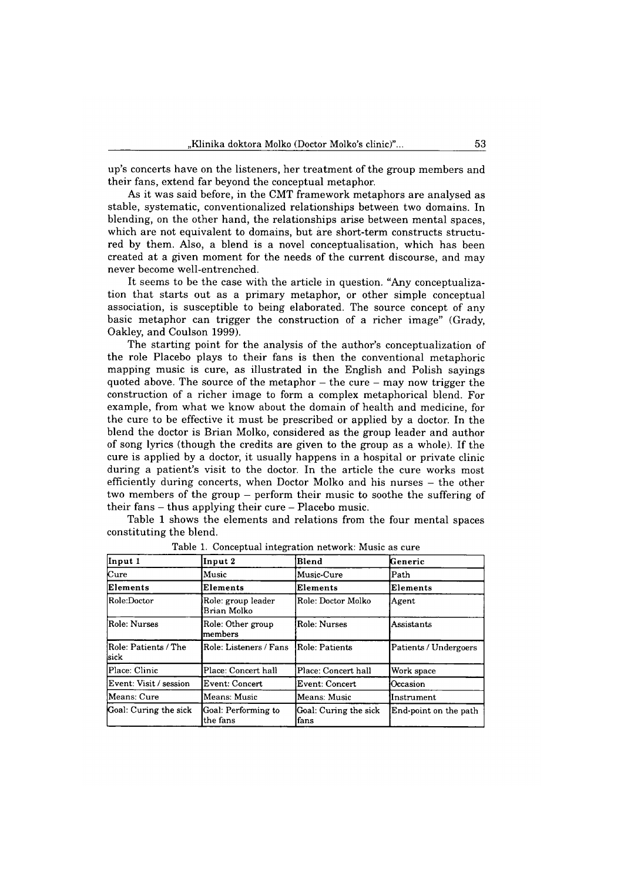up's concerts have on the listeners, her treatment of the group members and their fans, extend far beyond the conceptual metaphor.

As it was said before, in the CMT framework metaphors are analysed as stable, systematic, conventionalized relationships between two domains. In blending, on the other hand, the relationships arise between mental spaces, which are not equivalent to domains, but are short-term constructs structured by them. Also, a blend is a novel conceptualisation, which has been created at a given moment for the needs of the current discourse, and may never become well-entrenched.

It seems to be the case with the article in question. "Any conceptualization that starts out as a primary metaphor, or other simple conceptual association, is susceptible to being elaborated. The source concept of any basic metaphor can trigger the construction of a richer image" (Grady, Oakley, and Coulson 1999).

The starting point for the analysis of the author's conceptualization of the role Placebo plays to their fans is then the conventional metaphoric mapping music is cure, as illustrated in the English and Polish sayings quoted above. The source of the metaphor – the cure – may now trigger the construction of a richer image to form a complex metaphorical blend. For example, from what we know about the domain of health and medicine, for the cure to be effective it must be prescribed or applied by a doctor. In the blend the doctor is Brian Molko, considered as the group leader and author of song lyrics (though the credits are given to the group as a whole). If the cure is applied by a doctor, it usually happens in a hospital or private clinic during a patient's visit to the doctor. In the article the cure works most efficiently during concerts, when Doctor Molko and his nurses – the other two members of the group – perform their music to soothe the suffering of their fans – thus applying their cure – Placebo music.

Table 1 shows the elements and relations from the four mental spaces constituting the blend.

Table 1. Conceptual integration network: Music as cure

| **Input 1** | **Input 2** | **Blend** | **Generic** |
|---|---|---|---|
| Cure | Music | Music-Cure | Path |
| **Elements** | **Elements** | **Elements** | **Elements** |
| Role:Doctor | Role: group leader Brian Molko | Role: Doctor Molko | Agent |
| Role: Nurses | Role: Other group members | Role: Nurses | Assistants |
| Role: Patients / The sick | Role: Listeners / Fans | Role: Patients | Patients / Undergoers |
| Place: Clinic | Place: Concert hall | Place: Concert hall | Work space |
| Event: Visit / session | Event: Concert | Event: Concert | Occasion |
| Means: Cure | Means: Music | Means: Music | Instrument |
| Goal: Curing the sick | Goal: Performing to the fans | Goal: Curing the sick fans | End-point on the path |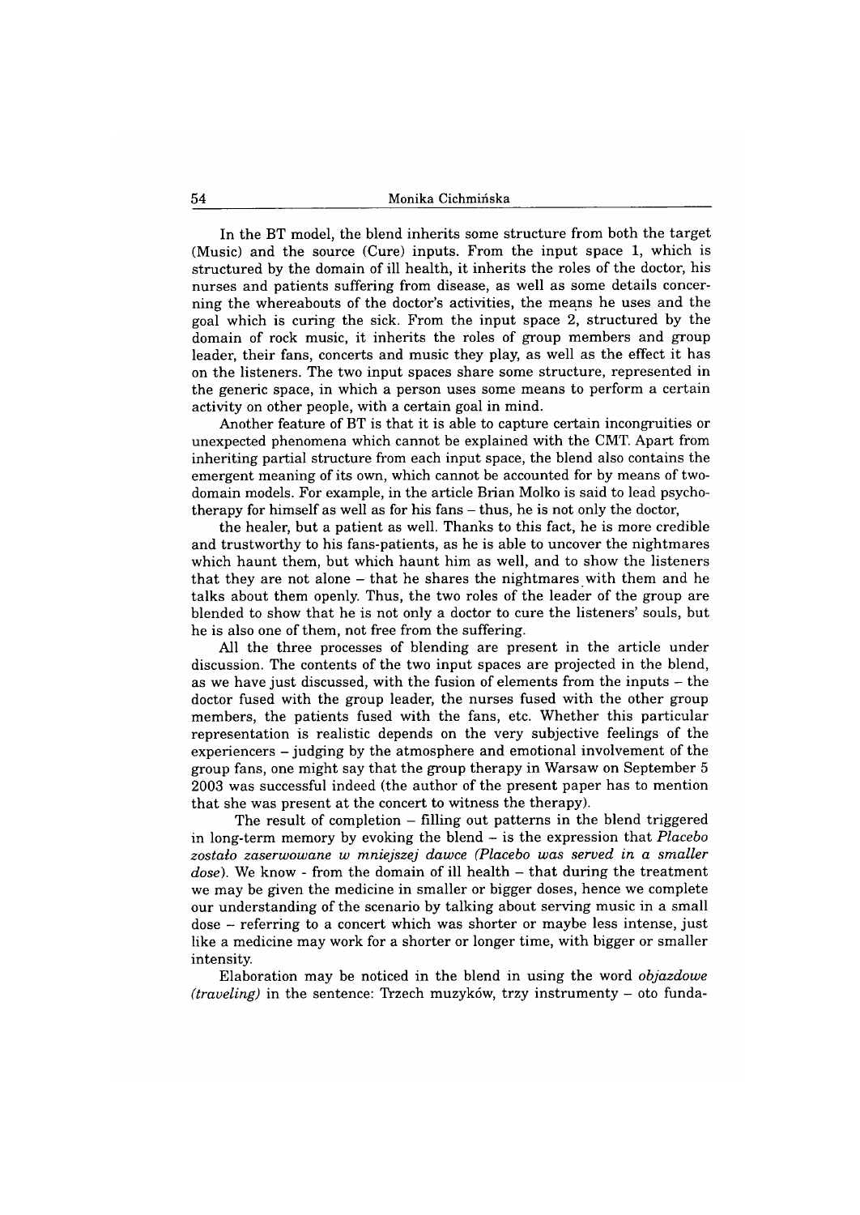In the BT model, the blend inherits some structure from both the target (Music) and the source (Cure) inputs. From the input space 1, which is structured by the domain of ill health, it inherits the roles of the doctor, his nurses and patients suffering from disease, as well as some details concerning the whereabouts of the doctor's activities, the means he uses and the goal which is curing the sick. From the input space 2, structured by the domain of rock music, it inherits the roles of group members and group leader, their fans, concerts and music they play, as well as the effect it has on the listeners. The two input spaces share some structure, represented in the generic space, in which a person uses some means to perform a certain activity on other people, with a certain goal in mind.

Another feature of BT is that it is able to capture certain incongruities or unexpected phenomena which cannot be explained with the CMT. Apart from inheriting partial structure from each input space, the blend also contains the emergent meaning of its own, which cannot be accounted for by means of two-domain models. For example, in the article Brian Molko is said to lead psychotherapy for himself as well as for his fans – thus, he is not only the doctor, the healer, but a patient as well. Thanks to this fact, he is more credible and trustworthy to his fans-patients, as he is able to uncover the nightmares which haunt them, but which haunt him as well, and to show the listeners that they are not alone – that he shares the nightmares with them and he talks about them openly. Thus, the two roles of the leader of the group are blended to show that he is not only a doctor to cure the listeners' souls, but he is also one of them, not free from the suffering.

All the three processes of blending are present in the article under discussion. The contents of the two input spaces are projected in the blend, as we have just discussed, with the fusion of elements from the inputs – the doctor fused with the group leader, the nurses fused with the other group members, the patients fused with the fans, etc. Whether this particular representation is realistic depends on the very subjective feelings of the experiencers – judging by the atmosphere and emotional involvement of the group fans, one might say that the group therapy in Warsaw on September 5 2003 was successful indeed (the author of the present paper has to mention that she was present at the concert to witness the therapy).

The result of completion – filling out patterns in the blend triggered in long-term memory by evoking the blend – is the expression that *Placebo zostało zaserwowane w mniejszej dawce (Placebo was served in a smaller dose)*. We know - from the domain of ill health – that during the treatment we may be given the medicine in smaller or bigger doses, hence we complete our understanding of the scenario by talking about serving music in a small dose – referring to a concert which was shorter or maybe less intense, just like a medicine may work for a shorter or longer time, with bigger or smaller intensity.

Elaboration may be noticed in the blend in using the word *objazdowe (traveling)* in the sentence: Trzech muzyków, trzy instrumenty – oto funda-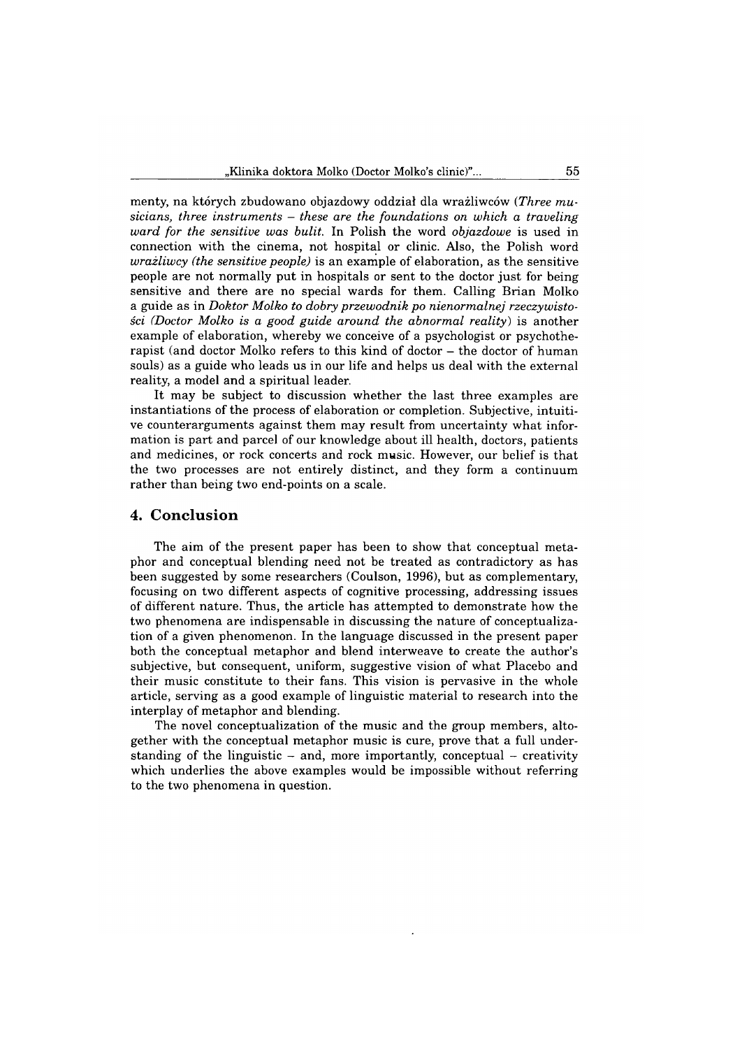menty, na których zbudowano objazdowy oddział dla wrażliwców (*Three musicians, three instruments – these are the foundations on which a traveling ward for the sensitive was bulit.* In Polish the word *objazdowe* is used in connection with the cinema, not hospital or clinic. Also, the Polish word *wrażliwcy (the sensitive people)* is an example of elaboration, as the sensitive people are not normally put in hospitals or sent to the doctor just for being sensitive and there are no special wards for them. Calling Brian Molko a guide as in *Doktor Molko to dobry przewodnik po nienormalnej rzeczywistości (Doctor Molko is a good guide around the abnormal reality)* is another example of elaboration, whereby we conceive of a psychologist or psychotherapist (and doctor Molko refers to this kind of doctor – the doctor of human souls) as a guide who leads us in our life and helps us deal with the external reality, a model and a spiritual leader.

It may be subject to discussion whether the last three examples are instantiations of the process of elaboration or completion. Subjective, intuitive counterarguments against them may result from uncertainty what information is part and parcel of our knowledge about ill health, doctors, patients and medicines, or rock concerts and rock music. However, our belief is that the two processes are not entirely distinct, and they form a continuum rather than being two end-points on a scale.

## 4. Conclusion

The aim of the present paper has been to show that conceptual metaphor and conceptual blending need not be treated as contradictory as has been suggested by some researchers (Coulson, 1996), but as complementary, focusing on two different aspects of cognitive processing, addressing issues of different nature. Thus, the article has attempted to demonstrate how the two phenomena are indispensable in discussing the nature of conceptualization of a given phenomenon. In the language discussed in the present paper both the conceptual metaphor and blend interweave to create the author's subjective, but consequent, uniform, suggestive vision of what Placebo and their music constitute to their fans. This vision is pervasive in the whole article, serving as a good example of linguistic material to research into the interplay of metaphor and blending.

The novel conceptualization of the music and the group members, altogether with the conceptual metaphor music is cure, prove that a full understanding of the linguistic – and, more importantly, conceptual – creativity which underlies the above examples would be impossible without referring to the two phenomena in question.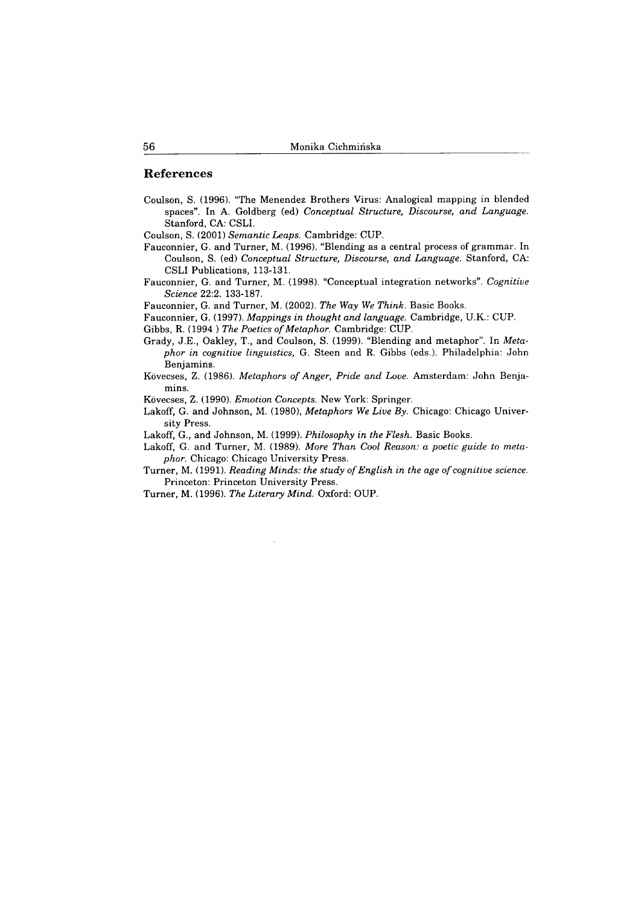## References

Coulson, S. (1996). "The Menendez Brothers Virus: Analogical mapping in blended spaces". In A. Goldberg (ed) *Conceptual Structure, Discourse, and Language.* Stanford, CA: CSLI.

Coulson, S. (2001) *Semantic Leaps.* Cambridge: CUP.

Fauconnier, G. and Turner, M. (1996). "Blending as a central process of grammar. In Coulson, S. (ed) *Conceptual Structure, Discourse, and Language.* Stanford, CA: CSLI Publications, 113-131.

Fauconnier, G. and Turner, M. (1998). "Conceptual integration networks". *Cognitive Science* 22:2. 133-187.

Fauconnier, G. and Turner, M. (2002). *The Way We Think.* Basic Books.

Fauconnier, G. (1997). *Mappings in thought and language.* Cambridge, U.K.: CUP.

Gibbs, R. (1994 ) *The Poetics of Metaphor.* Cambridge: CUP.

Grady, J.E., Oakley, T., and Coulson, S. (1999). "Blending and metaphor". In *Metaphor in cognitive linguistics,* G. Steen and R. Gibbs (eds.). Philadelphia: John Benjamins.

Kövecses, Z. (1986). *Metaphors of Anger, Pride and Love.* Amsterdam: John Benjamins.

Kövecses, Z. (1990). *Emotion Concepts.* New York: Springer.

Lakoff, G. and Johnson, M. (1980), *Metaphors We Live By.* Chicago: Chicago University Press.

Lakoff, G., and Johnson, M. (1999). *Philosophy in the Flesh.* Basic Books.

Lakoff, G. and Turner, M. (1989). *More Than Cool Reason: a poetic guide to metaphor.* Chicago: Chicago University Press.

Turner, M. (1991). *Reading Minds: the study of English in the age of cognitive science.* Princeton: Princeton University Press.

Turner, M. (1996). *The Literary Mind.* Oxford: OUP.